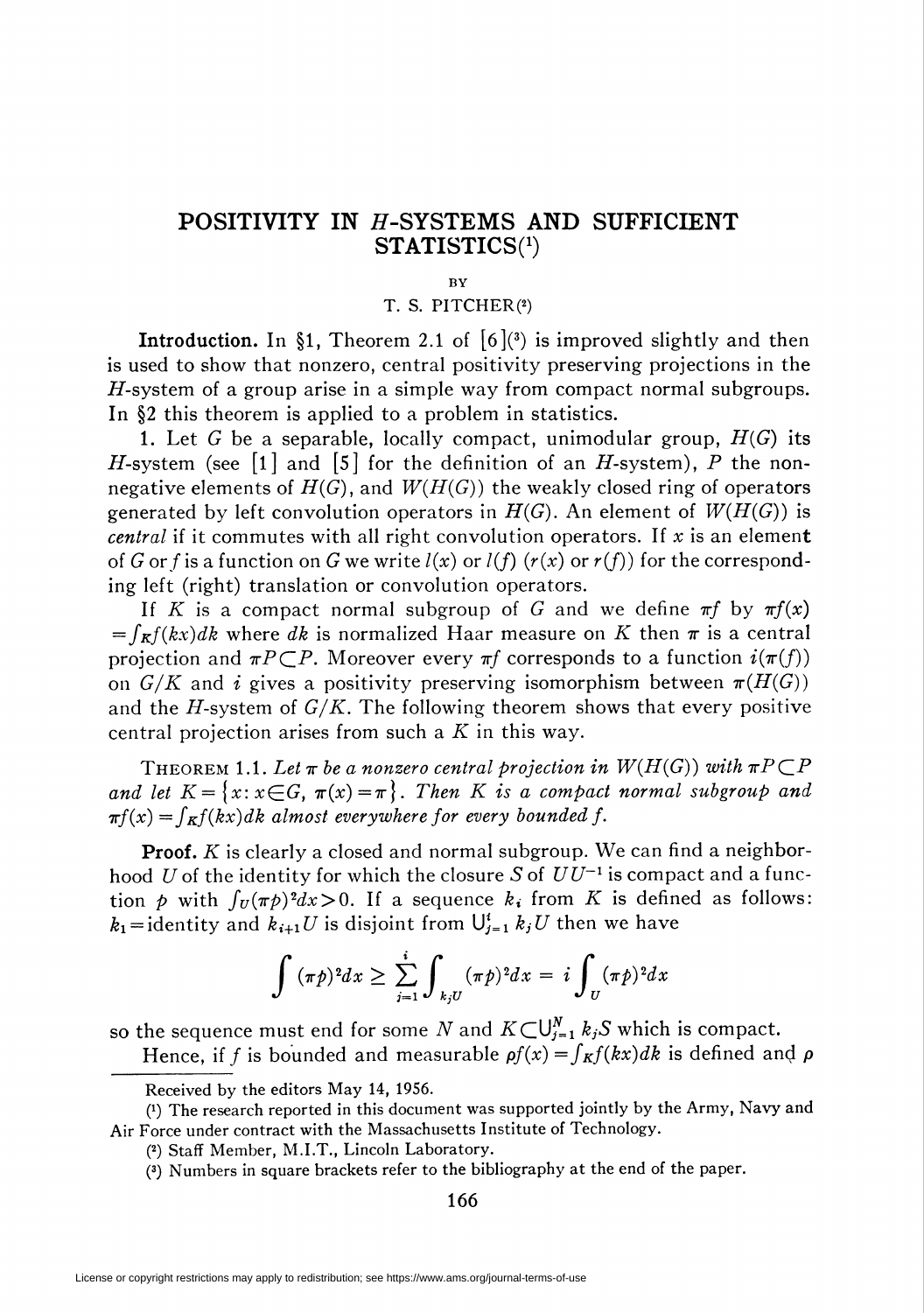# POSITIVITY IN $H$-SYSTEMS AND SUFFICIENT STATISTICS[1]

BY

T. S. PITCHER[2]

**Introduction.** In §1, Theorem 2.1 of [6][3] is improved slightly and then is used to show that nonzero, central positivity preserving projections in the $H$-system of a group arise in a simple way from compact normal subgroups. In §2 this theorem is applied to a problem in statistics.

1. Let $G$ be a separable, locally compact, unimodular group, $H(G)$ its $H$-system (see [1] and [5] for the definition of an $H$-system), $P$ the nonnegative elements of $H(G)$, and $W(H(G))$ the weakly closed ring of operators generated by left convolution operators in $H(G)$. An element of $W(H(G))$ is *central* if it commutes with all right convolution operators. If $x$ is an element of $G$ or $f$ is a function on $G$ we write $l(x)$ or $l(f)$ ($r(x)$ or $r(f)$) for the corresponding left (right) translation or convolution operators.

If $K$ is a compact normal subgroup of $G$ and we define $\pi f$ by $\pi f(x) = \int_K f(kx)dk$ where $dk$ is normalized Haar measure on $K$ then $\pi$ is a central projection and $\pi P \subset P$. Moreover every $\pi f$ corresponds to a function $i(\pi(f))$ on $G/K$ and $i$ gives a positivity preserving isomorphism between $\pi(H(G))$ and the $H$-system of $G/K$. The following theorem shows that every positive central projection arises from such a $K$ in this way.

THEOREM 1.1. *Let $\pi$ be a nonzero central projection in $W(H(G))$ with $\pi P \subset P$ and let $K = \{x : x \in G, \pi(x) = \pi\}$. Then $K$ is a compact normal subgroup and $\pi f(x) = \int_K f(kx)dk$ almost everywhere for every bounded $f$.*

**Proof.** $K$ is clearly a closed and normal subgroup. We can find a neighborhood $U$ of the identity for which the closure $S$ of $UU^{-1}$ is compact and a function $p$ with $\int_U (\pi p)^2 dx > 0$. If a sequence $k_i$ from $K$ is defined as follows: $k_1 =$ identity and $k_{i+1}U$ is disjoint from $\bigcup_{j=1}^{i} k_j U$ then we have

$$\int (\pi p)^2 dx \geq \sum_{j=1}^{i} \int_{k_j U} (\pi p)^2 dx = i \int_U (\pi p)^2 dx$$

so the sequence must end for some $N$ and $K \subset \bigcup_{j=1}^{N} k_j S$ which is compact.

Hence, if $f$ is bounded and measurable $\rho f(x) = \int_K f(kx)dk$ is defined and $\rho$

Received by the editors May 14, 1956.

[1] The research reported in this document was supported jointly by the Army, Navy and Air Force under contract with the Massachusetts Institute of Technology.

[2] Staff Member, M.I.T., Lincoln Laboratory.

[3] Numbers in square brackets refer to the bibliography at the end of the paper.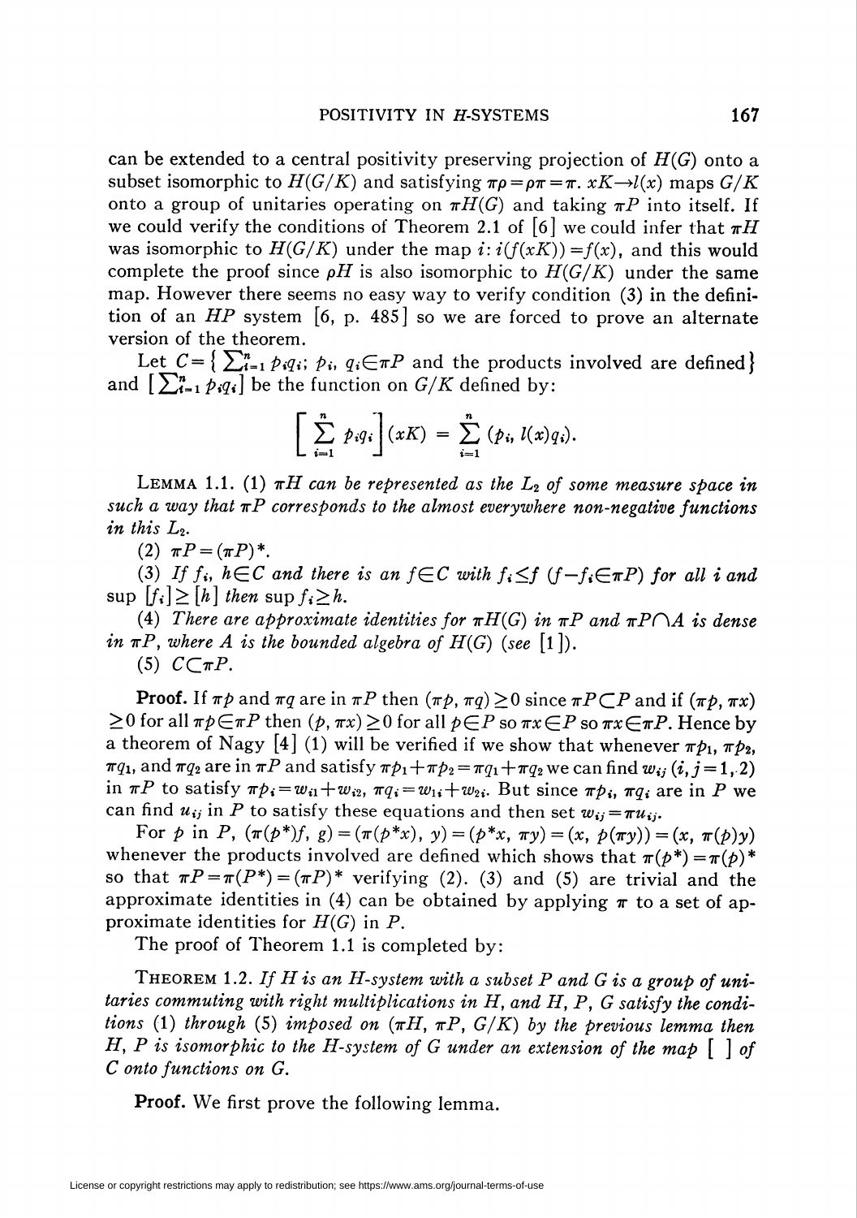can be extended to a central positivity preserving projection of $H(G)$ onto a subset isomorphic to $H(G/K)$ and satisfying $\pi\rho = \rho\pi = \pi$. $xK \to l(x)$ maps $G/K$ onto a group of unitaries operating on $\pi H(G)$ and taking $\pi P$ into itself. If we could verify the conditions of Theorem 2.1 of [6] we could infer that $\pi H$ was isomorphic to $H(G/K)$ under the map $i$: $i(f(xK)) = f(x)$, and this would complete the proof since $\rho H$ is also isomorphic to $H(G/K)$ under the same map. However there seems no easy way to verify condition (3) in the definition of an $HP$ system [6, p. 485] so we are forced to prove an alternate version of the theorem.

Let $C = \{ \sum_{i=1}^n p_i q_i;\ p_i,\ q_i \in \pi P$ and the products involved are defined$\}$ and $[\sum_{i=1}^n p_i q_i]$ be the function on $G/K$ defined by:

$$\left[ \sum_{i=1}^n p_i q_i \right](xK) = \sum_{i=1}^n (p_i, l(x) q_i).$$

LEMMA 1.1. (1) *$\pi H$ can be represented as the $L_2$ of some measure space in such a way that $\pi P$ corresponds to the almost everywhere non-negative functions in this $L_2$.*

(2) *$\pi P = (\pi P)^*$.*

(3) *If $f_i$, $h \in C$ and there is an $f \in C$ with $f_i \leq f$ ($f - f_i \in \pi P$) for all $i$ and $\sup [f_i] \geq [h]$ then $\sup f_i \geq h$.*

(4) *There are approximate identities for $\pi H(G)$ in $\pi P$ and $\pi P \cap A$ is dense in $\pi P$, where $A$ is the bounded algebra of $H(G)$ (see [1]).*

(5) *$C \subset \pi P$.*

**Proof.** If $\pi p$ and $\pi q$ are in $\pi P$ then $(\pi p, \pi q) \geq 0$ since $\pi P \subset P$ and if $(\pi p, \pi x) \geq 0$ for all $\pi p \in \pi P$ then $(p, \pi x) \geq 0$ for all $p \in P$ so $\pi x \in P$ so $\pi x \in \pi P$. Hence by a theorem of Nagy [4] (1) will be verified if we show that whenever $\pi p_1$, $\pi p_2$, $\pi q_1$, and $\pi q_2$ are in $\pi P$ and satisfy $\pi p_1 + \pi p_2 = \pi q_1 + \pi q_2$ we can find $w_{ij}$ $(i, j = 1, 2)$ in $\pi P$ to satisfy $\pi p_i = w_{i1} + w_{i2}$, $\pi q_i = w_{1i} + w_{2i}$. But since $\pi p_i$, $\pi q_i$ are in $P$ we can find $u_{ij}$ in $P$ to satisfy these equations and then set $w_{ij} = \pi u_{ij}$.

For $p$ in $P$, $(\pi(p^*) f, g) = (\pi(p^* x), y) = (p^* x, \pi y) = (x, p(\pi y)) = (x, \pi(p) y)$ whenever the products involved are defined which shows that $\pi(p^*) = \pi(p)^*$ so that $\pi P = \pi(P^*) = (\pi P)^*$ verifying (2). (3) and (5) are trivial and the approximate identities in (4) can be obtained by applying $\pi$ to a set of approximate identities for $H(G)$ in $P$.

The proof of Theorem 1.1 is completed by:

THEOREM 1.2. *If $H$ is an $H$-system with a subset $P$ and $G$ is a group of unitaries commuting with right multiplications in $H$, and $H$, $P$, $G$ satisfy the conditions (1) through (5) imposed on $(\pi H, \pi P, G/K)$ by the previous lemma then $H$, $P$ is isomorphic to the $H$-system of $G$ under an extension of the map [ ] of $C$ onto functions on $G$.*

**Proof.** We first prove the following lemma.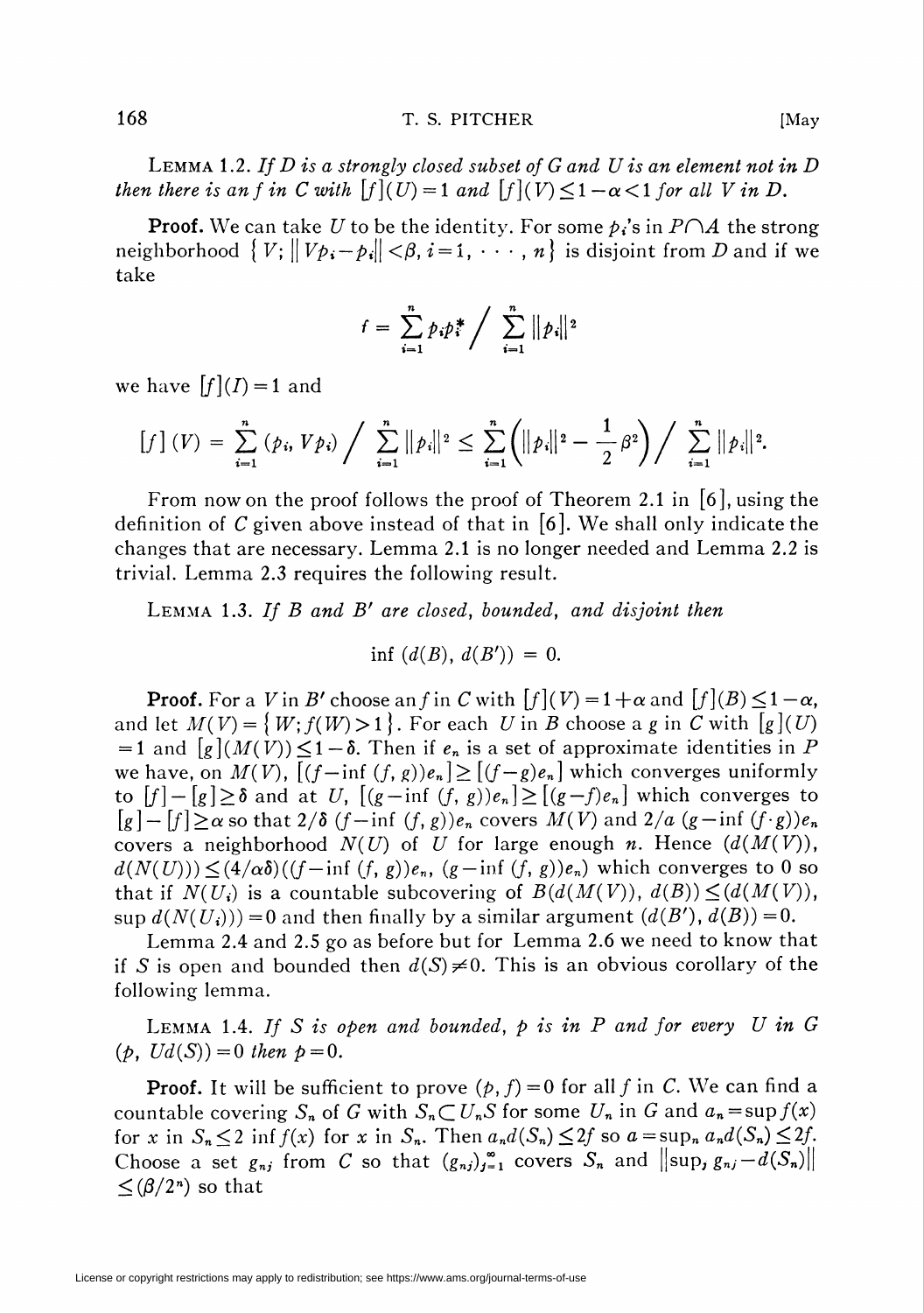LEMMA 1.2. *If $D$ is a strongly closed subset of $G$ and $U$ is an element not in $D$ then there is an $f$ in $C$ with $[f](U)=1$ and $[f](V)\leq 1-\alpha<1$ for all $V$ in $D$.*

**Proof.** We can take $U$ to be the identity. For some $p_i$'s in $P\cap A$ the strong neighborhood $\{V; \|Vp_i-p_i\|<\beta, i=1,\cdots,n\}$ is disjoint from $D$ and if we take

$$f=\sum_{i=1}^{n}p_ip_i^*\Big/\sum_{i=1}^{n}\|p_i\|^2$$

we have $[f](I)=1$ and

$$[f](V)=\sum_{i=1}^{n}(p_i,Vp_i)\Big/\sum_{i=1}^{n}\|p_i\|^2\leq\sum_{i=1}^{n}\left(\|p_i\|^2-\frac{1}{2}\beta^2\right)\Big/\sum_{i=1}^{n}\|p_i\|^2.$$

From now on the proof follows the proof of Theorem 2.1 in [6], using the definition of $C$ given above instead of that in [6]. We shall only indicate the changes that are necessary. Lemma 2.1 is no longer needed and Lemma 2.2 is trivial. Lemma 2.3 requires the following result.

LEMMA 1.3. *If $B$ and $B'$ are closed, bounded, and disjoint then*

$$\inf\,(d(B),\,d(B'))=0.$$

**Proof.** For a $V$ in $B'$ choose an $f$ in $C$ with $[f](V)=1+\alpha$ and $[f](B)\leq 1-\alpha$, and let $M(V)=\{W; f(W)>1\}$. For each $U$ in $B$ choose a $g$ in $C$ with $[g](U)=1$ and $[g](M(V))\leq 1-\delta$. Then if $e_n$ is a set of approximate identities in $P$ we have, on $M(V)$, $[(f-\inf(f,g))e_n]\geq[(f-g)e_n]$ which converges uniformly to $[f]-[g]\geq\delta$ and at $U$, $[(g-\inf(f,g))e_n]\geq[(g-f)e_n]$ which converges to $[g]-[f]\geq\alpha$ so that $2/\delta\,(f-\inf(f,g))e_n$ covers $M(V)$ and $2/a\,(g-\inf(f\cdot g))e_n$ covers a neighborhood $N(U)$ of $U$ for large enough $n$. Hence $(d(M(V)),\,d(N(U)))\leq(4/\alpha\delta)((f-\inf(f,g))e_n,\,(g-\inf(f,g))e_n)$ which converges to 0 so that if $N(U_i)$ is a countable subcovering of $B(d(M(V)),\,d(B))\leq(d(M(V)),\,\sup d(N(U_i)))=0$ and then finally by a similar argument $(d(B'),\,d(B))=0$.

Lemma 2.4 and 2.5 go as before but for Lemma 2.6 we need to know that if $S$ is open and bounded then $d(S)\neq 0$. This is an obvious corollary of the following lemma.

LEMMA 1.4. *If $S$ is open and bounded, $p$ is in $P$ and for every $U$ in $G$ $(p,\,Ud(S))=0$ then $p=0$.*

**Proof.** It will be sufficient to prove $(p,f)=0$ for all $f$ in $C$. We can find a countable covering $S_n$ of $G$ with $S_n\subset U_nS$ for some $U_n$ in $G$ and $a_n=\sup f(x)$ for $x$ in $S_n\leq 2\inf f(x)$ for $x$ in $S_n$. Then $a_nd(S_n)\leq 2f$ so $a=\sup_n a_nd(S_n)\leq 2f$. Choose a set $g_{nj}$ from $C$ so that $(g_{nj})_{j=1}^{\infty}$ covers $S_n$ and $\|\sup_j g_{nj}-d(S_n)\|\leq(\beta/2^n)$ so that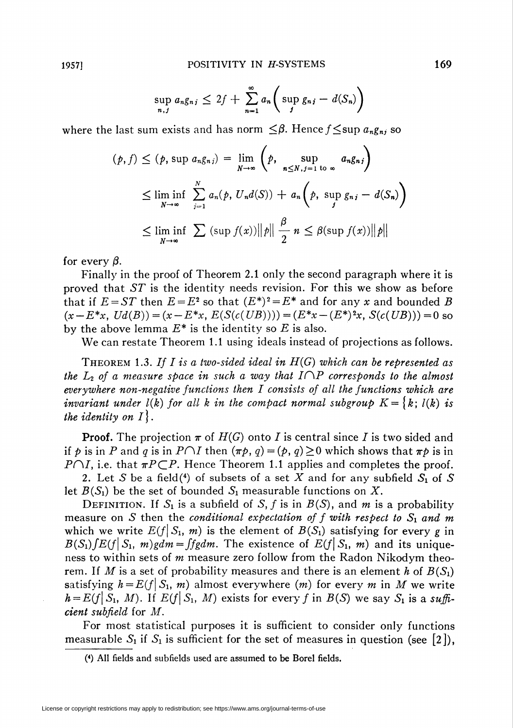$$\sup_{n,j} a_n g_{nj} \leq 2f + \sum_{n=1}^{\infty} a_n \left( \sup_j g_{nj} - d(S_n) \right)$$

where the last sum exists and has norm $\leq \beta$. Hence $f \leq \sup a_n g_{nj}$ so

$$\begin{aligned}
(p, f) \leq (p, \sup a_n g_{nj}) &= \lim_{N \to \infty} \left( p, \sup_{n \leq N, j=1 \text{ to } \infty} a_n g_{nj} \right) \\
&\leq \liminf_{N \to \infty} \sum_{j=1}^{N} a_n (p, U_n d(S)) + a_n \left( p, \sup_j g_{nj} - d(S_n) \right) \\
&\leq \liminf_{N \to \infty} \sum (\sup f(x)) \|p\| \frac{\beta}{2} n \leq \beta (\sup f(x)) \|p\|
\end{aligned}$$

for every $\beta$.

Finally in the proof of Theorem 2.1 only the second paragraph where it is proved that $ST$ is the identity needs revision. For this we show as before that if $E = ST$ then $E = E^2$ so that $(E^*)^2 = E^*$ and for any $x$ and bounded $B$ $(x - E^* x, Ud(B)) = (x - E^* x, E(S(c(UB)))) = (E^* x - (E^*)^2 x, S(c(UB))) = 0$ so by the above lemma $E^*$ is the identity so $E$ is also.

We can restate Theorem 1.1 using ideals instead of projections as follows.

**Theorem 1.3.** *If $I$ is a two-sided ideal in $H(G)$ which can be represented as the $L_2$ of a measure space in such a way that $I \cap P$ corresponds to the almost everywhere non-negative functions then $I$ consists of all the functions which are invariant under $l(k)$ for all $k$ in the compact normal subgroup $K = \{k;\ l(k)$ is the identity on $I\}$.*

**Proof.** The projection $\pi$ of $H(G)$ onto $I$ is central since $I$ is two sided and if $p$ is in $P$ and $q$ is in $P \cap I$ then $(\pi p, q) = (p, q) \geq 0$ which shows that $\pi p$ is in $P \cap I$, i.e. that $\pi P \subset P$. Hence Theorem 1.1 applies and completes the proof.

2. Let $S$ be a field[4] of subsets of a set $X$ and for any subfield $S_1$ of $S$ let $B(S_1)$ be the set of bounded $S_1$ measurable functions on $X$.

Definition. If $S_1$ is a subfield of $S$, $f$ is in $B(S)$, and $m$ is a probability measure on $S$ then the *conditional expectation of $f$ with respect to $S_1$ and $m$* which we write $E(f \mid S_1, m)$ is the element of $B(S_1)$ satisfying for every $g$ in $B(S_1)$ $\int E(f \mid S_1, m) g dm = \int f g dm$. The existence of $E(f \mid S_1, m)$ and its uniqueness to within sets of $m$ measure zero follow from the Radon Nikodym theorem. If $M$ is a set of probability measures and there is an element $h$ of $B(S_1)$ satisfying $h = E(f \mid S_1, m)$ almost everywhere $(m)$ for every $m$ in $M$ we write $h = E(f \mid S_1, M)$. If $E(f \mid S_1, M)$ exists for every $f$ in $B(S)$ we say $S_1$ is a *sufficient subfield* for $M$.

For most statistical purposes it is sufficient to consider only functions measurable $S_1$ if $S_1$ is sufficient for the set of measures in question (see [2]),

---

(4) All fields and subfields used are assumed to be Borel fields.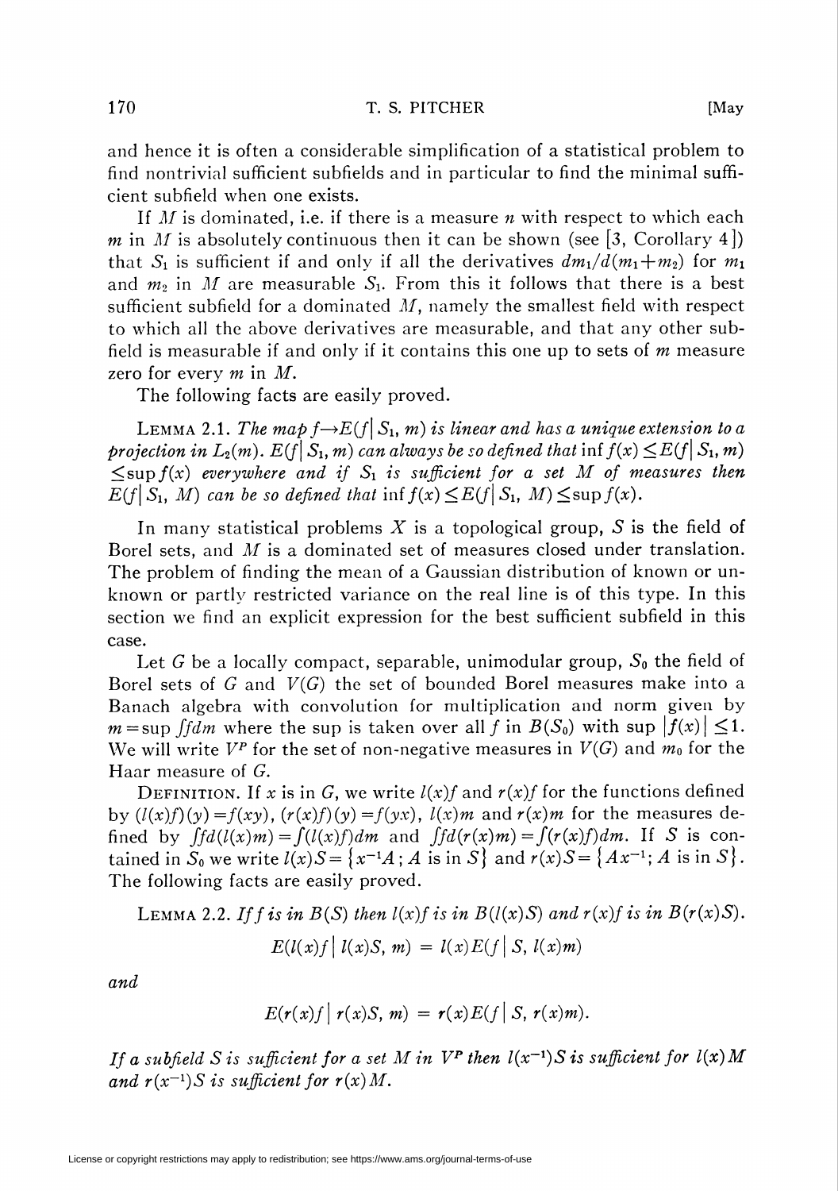and hence it is often a considerable simplification of a statistical problem to find nontrivial sufficient subfields and in particular to find the minimal sufficient subfield when one exists.

If $M$ is dominated, i.e. if there is a measure $n$ with respect to which each $m$ in $M$ is absolutely continuous then it can be shown (see [3, Corollary 4]) that $S_1$ is sufficient if and only if all the derivatives $dm_1/d(m_1+m_2)$ for $m_1$ and $m_2$ in $M$ are measurable $S_1$. From this it follows that there is a best sufficient subfield for a dominated $M$, namely the smallest field with respect to which all the above derivatives are measurable, and that any other subfield is measurable if and only if it contains this one up to sets of $m$ measure zero for every $m$ in $M$.

The following facts are easily proved.

LEMMA 2.1. *The map $f \to E(f | S_1, m)$ is linear and has a unique extension to a projection in $L_2(m)$. $E(f | S_1, m)$ can always be so defined that $\inf f(x) \leq E(f | S_1, m) \leq \sup f(x)$ everywhere and if $S_1$ is sufficient for a set $M$ of measures then $E(f | S_1, M)$ can be so defined that $\inf f(x) \leq E(f | S_1, M) \leq \sup f(x)$.*

In many statistical problems $X$ is a topological group, $S$ is the field of Borel sets, and $M$ is a dominated set of measures closed under translation. The problem of finding the mean of a Gaussian distribution of known or unknown or partly restricted variance on the real line is of this type. In this section we find an explicit expression for the best sufficient subfield in this case.

Let $G$ be a locally compact, separable, unimodular group, $S_0$ the field of Borel sets of $G$ and $V(G)$ the set of bounded Borel measures make into a Banach algebra with convolution for multiplication and norm given by $m = \sup \int f dm$ where the sup is taken over all $f$ in $B(S_0)$ with $\sup |f(x)| \leq 1$. We will write $V^P$ for the set of non-negative measures in $V(G)$ and $m_0$ for the Haar measure of $G$.

DEFINITION. If $x$ is in $G$, we write $l(x)f$ and $r(x)f$ for the functions defined by $(l(x)f)(y) = f(xy)$, $(r(x)f)(y) = f(yx)$, $l(x)m$ and $r(x)m$ for the measures defined by $\int f d(l(x)m) = \int (l(x)f) dm$ and $\int f d(r(x)m) = \int (r(x)f) dm$. If $S$ is contained in $S_0$ we write $l(x)S = \{x^{-1}A; A \text{ is in } S\}$ and $r(x)S = \{Ax^{-1}; A \text{ is in } S\}$. The following facts are easily proved.

LEMMA 2.2. *If $f$ is in $B(S)$ then $l(x)f$ is in $B(l(x)S)$ and $r(x)f$ is in $B(r(x)S)$.*

$$E(l(x)f \mid l(x)S, m) = l(x)E(f \mid S, l(x)m)$$

*and*

$$E(r(x)f \mid r(x)S, m) = r(x)E(f \mid S, r(x)m).$$

*If a subfield $S$ is sufficient for a set $M$ in $V^P$ then $l(x^{-1})S$ is sufficient for $l(x)M$ and $r(x^{-1})S$ is sufficient for $r(x)M$.*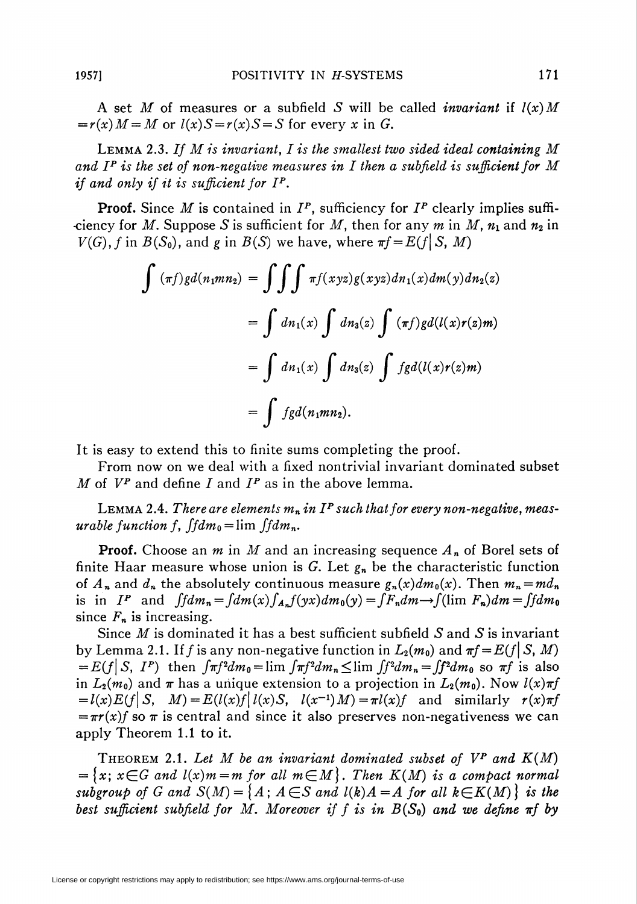A set $M$ of measures or a subfield $S$ will be called *invariant* if $l(x)M = r(x)M = M$ or $l(x)S = r(x)S = S$ for every $x$ in $G$.

LEMMA 2.3. *If $M$ is invariant, $I$ is the smallest two sided ideal containing $M$ and $I^P$ is the set of non-negative measures in $I$ then a subfield is sufficient for $M$ if and only if it is sufficient for $I^P$.*

**Proof.** Since $M$ is contained in $I^P$, sufficiency for $I^P$ clearly implies sufficiency for $M$. Suppose $S$ is sufficient for $M$, then for any $m$ in $M$, $n_1$ and $n_2$ in $V(G)$, $f$ in $B(S_0)$, and $g$ in $B(S)$ we have, where $\pi f = E(f|S, M)$

$$\begin{aligned}
\int (\pi f) g d(n_1 m n_2) &= \iiint \pi f(xyz) g(xyz) dn_1(x) dm(y) dn_2(z) \\
&= \int dn_1(x) \int dn_3(z) \int (\pi f) g d(l(x) r(z) m) \\
&= \int dn_1(x) \int dn_3(z) \int f g d(l(x) r(z) m) \\
&= \int f g d(n_1 m n_2).
\end{aligned}$$

It is easy to extend this to finite sums completing the proof.

From now on we deal with a fixed nontrivial invariant dominated subset $M$ of $V^P$ and define $I$ and $I^P$ as in the above lemma.

LEMMA 2.4. *There are elements $m_n$ in $I^P$ such that for every non-negative, measurable function $f$, $\int f dm_0 = \lim \int f dm_n$.*

**Proof.** Choose an $m$ in $M$ and an increasing sequence $A_n$ of Borel sets of finite Haar measure whose union is $G$. Let $g_n$ be the characteristic function of $A_n$ and $d_n$ the absolutely continuous measure $g_n(x) dm_0(x)$. Then $m_n = md_n$ is in $I^P$ and $\int f dm_n = \int dm(x) \int_{A_n} f(yx) dm_0(y) = \int F_n dm \to \int (\lim F_n) dm = \int f dm_0$ since $F_n$ is increasing.

Since $M$ is dominated it has a best sufficient subfield $S$ and $S$ is invariant by Lemma 2.1. If $f$ is any non-negative function in $L_2(m_0)$ and $\pi f = E(f|S, M) = E(f|S, I^P)$ then $\int \pi f^2 dm_0 = \lim \int \pi f^2 dm_n \leq \lim \int f^2 dm_n = \int f^2 dm_0$ so $\pi f$ is also in $L_2(m_0)$ and $\pi$ has a unique extension to a projection in $L_2(m_0)$. Now $l(x)\pi f = l(x) E(f|S, M) = E(l(x) f | l(x) S, l(x^{-1}) M) = \pi l(x) f$ and similarly $r(x)\pi f = \pi r(x) f$ so $\pi$ is central and since it also preserves non-negativeness we can apply Theorem 1.1 to it.

THEOREM 2.1. *Let $M$ be an invariant dominated subset of $V^P$ and $K(M) = \{x;\ x \in G \text{ and } l(x)m = m \text{ for all } m \in M\}$. Then $K(M)$ is a compact normal subgroup of $G$ and $S(M) = \{A;\ A \in S \text{ and } l(k)A = A \text{ for all } k \in K(M)\}$ is the best sufficient subfield for $M$. Moreover if $f$ is in $B(S_0)$ and we define $\pi f$ by*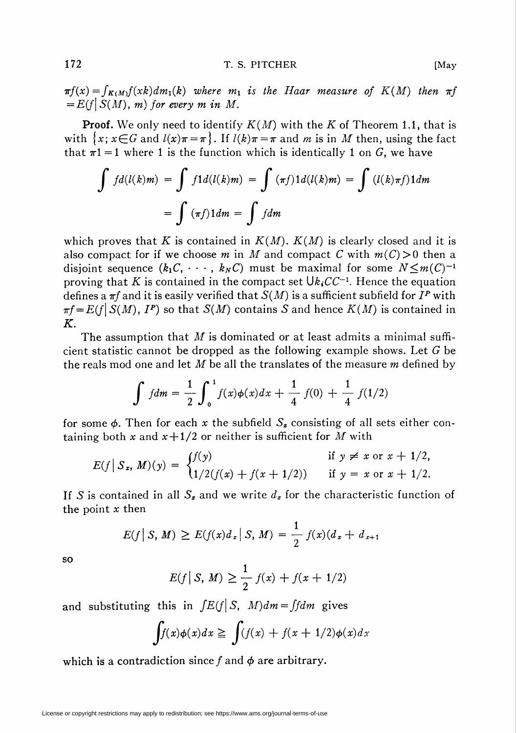*$\pi f(x) = \int_{K(M)} f(xk)dm_1(k)$ where $m_1$ is the Haar measure of $K(M)$ then $\pi f = E(f| S(M), m)$ for every $m$ in $M$.*

**Proof.** We only need to identify $K(M)$ with the $K$ of Theorem 1.1, that is with $\{x; x \in G \text{ and } l(x)\pi = \pi\}$. If $l(k)\pi = \pi$ and $m$ is in $M$ then, using the fact that $\pi 1 = 1$ where 1 is the function which is identically 1 on $G$, we have

$$\int fd(l(k)m) = \int f1d(l(k)m) = \int (\pi f)1d(l(k)m) = \int (l(k)\pi f)1dm$$
$$= \int (\pi f)1dm = \int fdm$$

which proves that $K$ is contained in $K(M)$. $K(M)$ is clearly closed and it is also compact for if we choose $m$ in $M$ and compact $C$ with $m(C) > 0$ then a disjoint sequence $(k_1 C, \cdots, k_N C)$ must be maximal for some $N \leq m(C)^{-1}$ proving that $K$ is contained in the compact set $\bigcup k_i CC^{-1}$. Hence the equation defines a $\pi f$ and it is easily verified that $S(M)$ is a sufficient subfield for $I^P$ with $\pi f = E(f| S(M), I^P)$ so that $S(M)$ contains $S$ and hence $K(M)$ is contained in $K$.

The assumption that $M$ is dominated or at least admits a minimal sufficient statistic cannot be dropped as the following example shows. Let $G$ be the reals mod one and let $M$ be all the translates of the measure $m$ defined by

$$\int fdm = \frac{1}{2}\int_0^1 f(x)\phi(x)dx + \frac{1}{4} f(0) + \frac{1}{4} f(1/2)$$

for some $\phi$. Then for each $x$ the subfield $S_x$ consisting of all sets either containing both $x$ and $x+1/2$ or neither is sufficient for $M$ with

$$E(f \mid S_x, M)(y) = \begin{cases} f(y) & \text{if } y \neq x \text{ or } x + 1/2, \\ 1/2(f(x) + f(x + 1/2)) & \text{if } y = x \text{ or } x + 1/2. \end{cases}$$

If $S$ is contained in all $S_x$ and we write $d_x$ for the characteristic function of the point $x$ then

$$E(f \mid S, M) \geq E(f(x)d_x \mid S, M) = \frac{1}{2} f(x)(d_x + d_{x+1}$$

so

$$E(f \mid S, M) \geq \frac{1}{2} f(x) + f(x + 1/2)$$

and substituting this in $\int E(f| S, M)dm = \int fdm$ gives

$$\int f(x)\phi(x)dx \geqq \int (f(x) + f(x + 1/2)\phi(x)dx$$

which is a contradiction since $f$ and $\phi$ are arbitrary.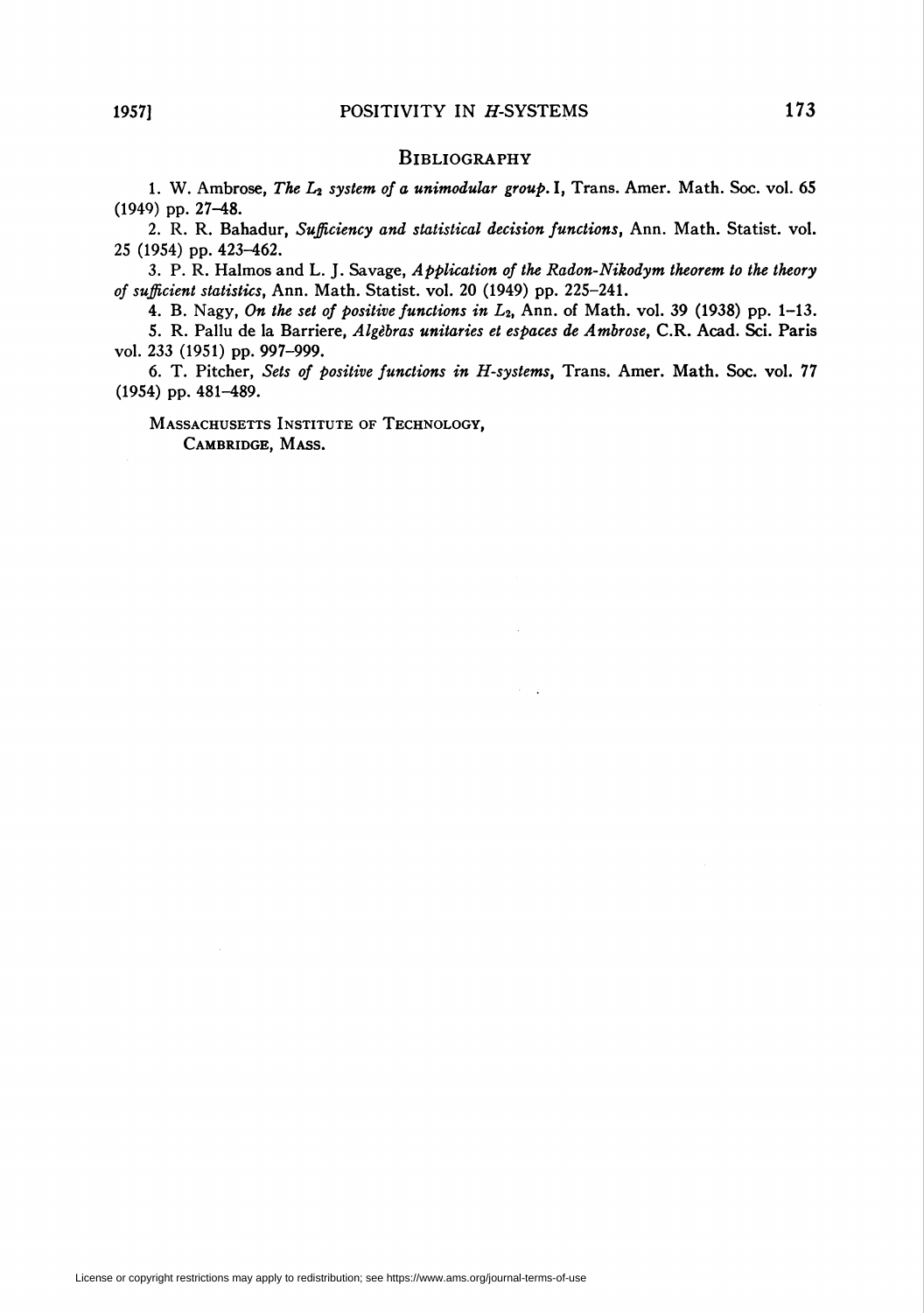## Bibliography

1. W. Ambrose, *The $L_2$ system of a unimodular group.* I, Trans. Amer. Math. Soc. vol. 65 (1949) pp. 27–48.

2. R. R. Bahadur, *Sufficiency and statistical decision functions*, Ann. Math. Statist. vol. 25 (1954) pp. 423–462.

3. P. R. Halmos and L. J. Savage, *Application of the Radon-Nikodym theorem to the theory of sufficient statistics*, Ann. Math. Statist. vol. 20 (1949) pp. 225–241.

4. B. Nagy, *On the set of positive functions in $L_2$*, Ann. of Math. vol. 39 (1938) pp. 1–13.

5. R. Pallu de la Barriere, *Algèbras unitaries et espaces de Ambrose*, C.R. Acad. Sci. Paris vol. 233 (1951) pp. 997–999.

6. T. Pitcher, *Sets of positive functions in H-systems*, Trans. Amer. Math. Soc. vol. 77 (1954) pp. 481–489.

Massachusetts Institute of Technology,
Cambridge, Mass.